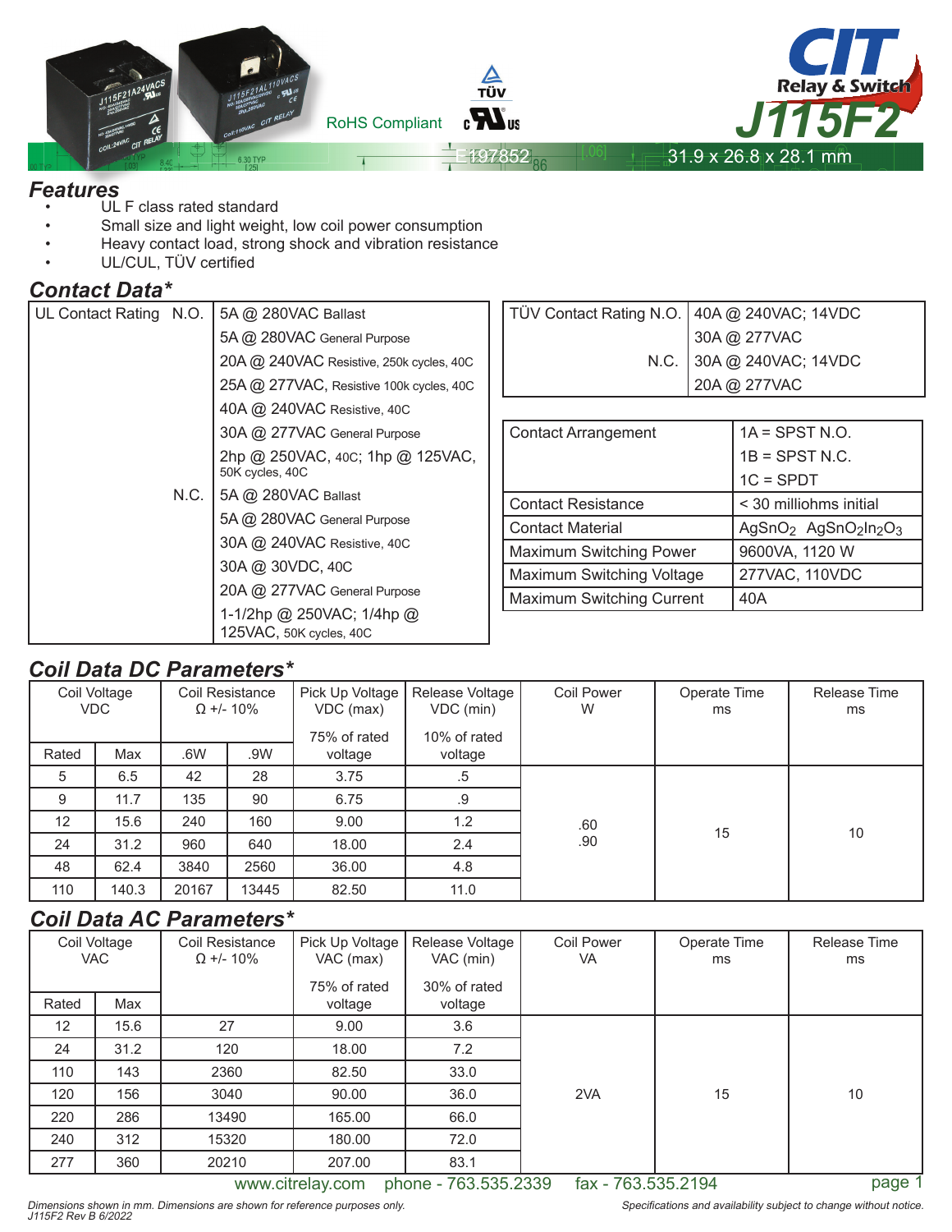# CIT Relay & Switch J115F2

RoHS Compliant

E197852

31.9 x 26.8 x 28.1 mm

## Features

- UL F class rated standard
- Small size and light weight, low coil power consumption
- Heavy contact load, strong shock and vibration resistance
- UL/CUL, TÜV certified

## Contact Data*

| UL Contact Rating | | |
|---|---|---|
| | N.O. | 5A @ 280VAC Ballast |
| | | 5A @ 280VAC General Purpose |
| | | 20A @ 240VAC Resistive, 250k cycles, 40C |
| | | 25A @ 277VAC, Resistive 100k cycles, 40C |
| | | 40A @ 240VAC Resistive, 40C |
| | | 30A @ 277VAC General Purpose |
| | | 2hp @ 250VAC, 40C; 1hp @ 125VAC, 50K cycles, 40C |
| | N.C. | 5A @ 280VAC Ballast |
| | | 5A @ 280VAC General Purpose |
| | | 30A @ 240VAC Resistive, 40C |
| | | 30A @ 30VDC, 40C |
| | | 20A @ 277VAC General Purpose |
| | | 1-1/2hp @ 250VAC; 1/4hp @ 125VAC, 50K cycles, 40C |

| TÜV Contact Rating | | |
|---|---|---|
| | N.O. | 40A @ 240VAC; 14VDC |
| | | 30A @ 277VAC |
| | N.C. | 30A @ 240VAC; 14VDC |
| | | 20A @ 277VAC |

| Parameter | Value |
|---|---|
| Contact Arrangement | 1A = SPST N.O.<br>1B = SPST N.C.<br>1C = SPDT |
| Contact Resistance | < 30 milliohms initial |
| Contact Material | $AgSnO_2$ $AgSnO_2In_2O_3$ |
| Maximum Switching Power | 9600VA, 1120 W |
| Maximum Switching Voltage | 277VAC, 110VDC |
| Maximum Switching Current | 40A |

## Coil Data DC Parameters*

| Coil Voltage VDC | | Coil Resistance Ω +/- 10% | | Pick Up Voltage VDC (max) | Release Voltage VDC (min) | Coil Power W | Operate Time ms | Release Time ms |
|---|---|---|---|---|---|---|---|---|
| Rated | Max | .6W | .9W | 75% of rated voltage | 10% of rated voltage | | | |
| 5 | 6.5 | 42 | 28 | 3.75 | .5 | .60<br>.90 | 15 | 10 |
| 9 | 11.7 | 135 | 90 | 6.75 | .9 | | | |
| 12 | 15.6 | 240 | 160 | 9.00 | 1.2 | | | |
| 24 | 31.2 | 960 | 640 | 18.00 | 2.4 | | | |
| 48 | 62.4 | 3840 | 2560 | 36.00 | 4.8 | | | |
| 110 | 140.3 | 20167 | 13445 | 82.50 | 11.0 | | | |

## Coil Data AC Parameters*

| Coil Voltage VAC | | Coil Resistance Ω +/- 10% | Pick Up Voltage VAC (max) | Release Voltage VAC (min) | Coil Power VA | Operate Time ms | Release Time ms |
|---|---|---|---|---|---|---|---|
| Rated | Max | | 75% of rated voltage | 30% of rated voltage | | | |
| 12 | 15.6 | 27 | 9.00 | 3.6 | 2VA | 15 | 10 |
| 24 | 31.2 | 120 | 18.00 | 7.2 | | | |
| 110 | 143 | 2360 | 82.50 | 33.0 | | | |
| 120 | 156 | 3040 | 90.00 | 36.0 | | | |
| 220 | 286 | 13490 | 165.00 | 66.0 | | | |
| 240 | 312 | 15320 | 180.00 | 72.0 | | | |
| 277 | 360 | 20210 | 207.00 | 83.1 | | | |

www.citrelay.com phone - 763.535.2339 fax - 763.535.2194

*Dimensions shown in mm. Dimensions are shown for reference purposes only.*
*J115F2 Rev B 6/2022*

*Specifications and availability subject to change without notice.*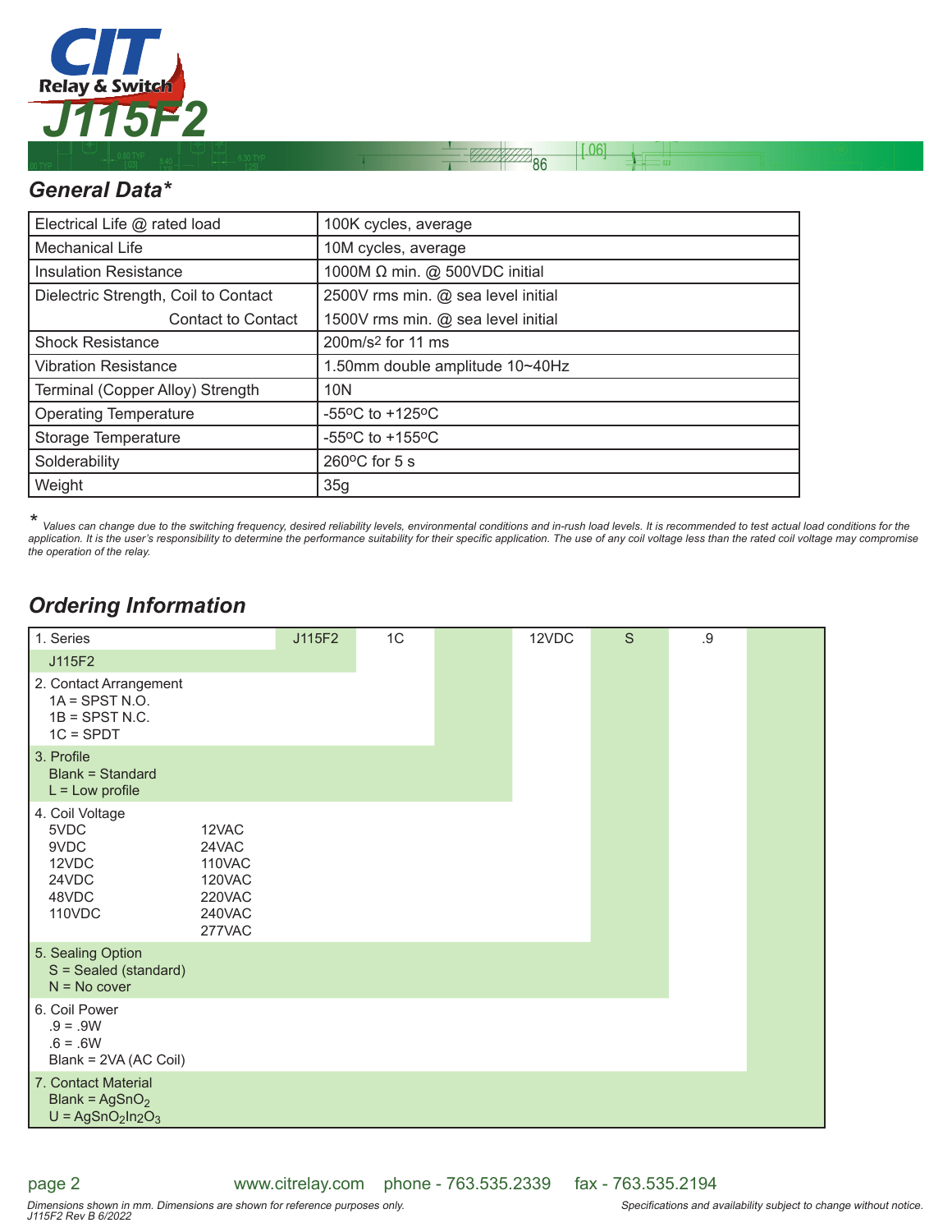## General Data*

| | |
|---|---|
| Electrical Life @ rated load | 100K cycles, average |
| Mechanical Life | 10M cycles, average |
| Insulation Resistance | 1000M Ω min. @ 500VDC initial |
| Dielectric Strength, Coil to Contact | 2500V rms min. @ sea level initial |
| Contact to Contact | 1500V rms min. @ sea level initial |
| Shock Resistance | 200m/s² for 11 ms |
| Vibration Resistance | 1.50mm double amplitude 10~40Hz |
| Terminal (Copper Alloy) Strength | 10N |
| Operating Temperature | -55ºC to +125ºC |
| Storage Temperature | -55ºC to +155ºC |
| Solderability | 260ºC for 5 s |
| Weight | 35g |

\* *Values can change due to the switching frequency, desired reliability levels, environmental conditions and in-rush load levels. It is recommended to test actual load conditions for the application. It is the user's responsibility to determine the performance suitability for their specific application. The use of any coil voltage less than the rated coil voltage may compromise the operation of the relay.*

## Ordering Information

| 1. Series | J115F2 | 1C | | 12VDC | S | .9 | |
|---|---|---|---|---|---|---|---|

1. Series
   - J115F2
2. Contact Arrangement
   - 1A = SPST N.O.
   - 1B = SPST N.C.
   - 1C = SPDT
3. Profile
   - Blank = Standard
   - L = Low profile
4. Coil Voltage
   - 5VDC, 9VDC, 12VDC, 24VDC, 48VDC, 110VDC
   - 12VAC, 24VAC, 110VAC, 120VAC, 220VAC, 240VAC, 277VAC
5. Sealing Option
   - S = Sealed (standard)
   - N = No cover
6. Coil Power
   - .9 = .9W
   - .6 = .6W
   - Blank = 2VA (AC Coil)
7. Contact Material
   - Blank = $AgSnO_2$
   - U = $AgSnO_2In_2O_3$

www.citrelay.com phone - 763.535.2339 fax - 763.535.2194

*Dimensions shown in mm. Dimensions are shown for reference purposes only.*
*J115F2 Rev B 6/2022*

*Specifications and availability subject to change without notice.*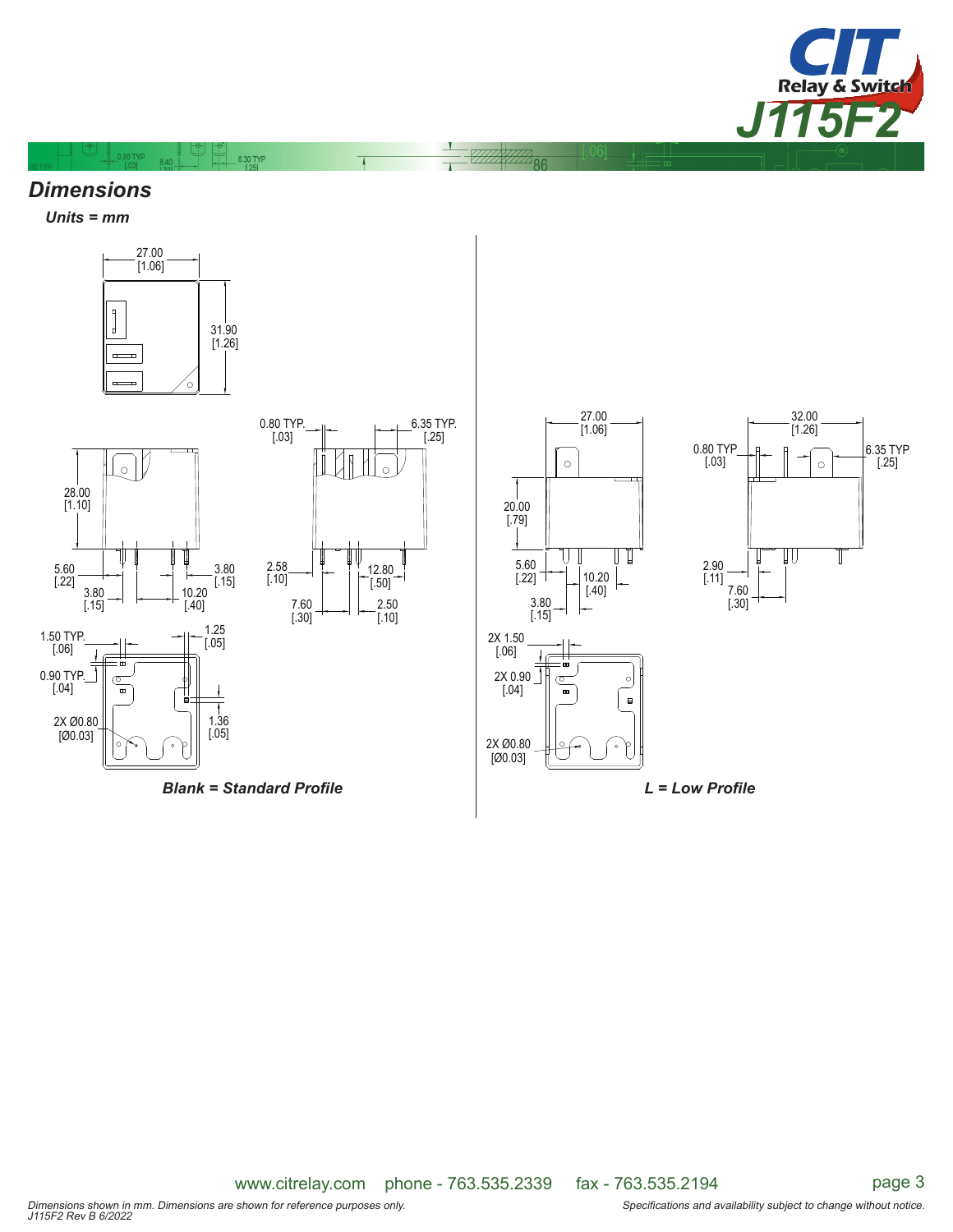## Dimensions

*Units = mm*

27.00
[1.06]

31.90
[1.26]

28.00
[1.10]

0.80 TYP.
[.03]

6.35 TYP.
[.25]

5.60
[.22]

3.80
[.15]

3.80
[.15]

10.20
[.40]

2.58
[.10]

12.80
[.50]

7.60
[.30]

2.50
[.10]

1.50 TYP.
[.06]

1.25
[.05]

0.90 TYP.
[.04]

2X Ø0.80
[Ø0.03]

1.36
[.05]

***Blank = Standard Profile***

27.00
[1.06]

32.00
[1.26]

0.80 TYP
[.03]

6.35 TYP
[.25]

20.00
[.79]

5.60
[.22]

10.20
[.40]

3.80
[.15]

2.90
[.11]

7.60
[.30]

2X 1.50
[.06]

2X 0.90
[.04]

2X Ø0.80
[Ø0.03]

***L = Low Profile***

www.citrelay.com phone - 763.535.2339 fax - 763.535.2194

*Dimensions shown in mm. Dimensions are shown for reference purposes only.*
*J115F2 Rev B 6/2022*

*Specifications and availability subject to change without notice.*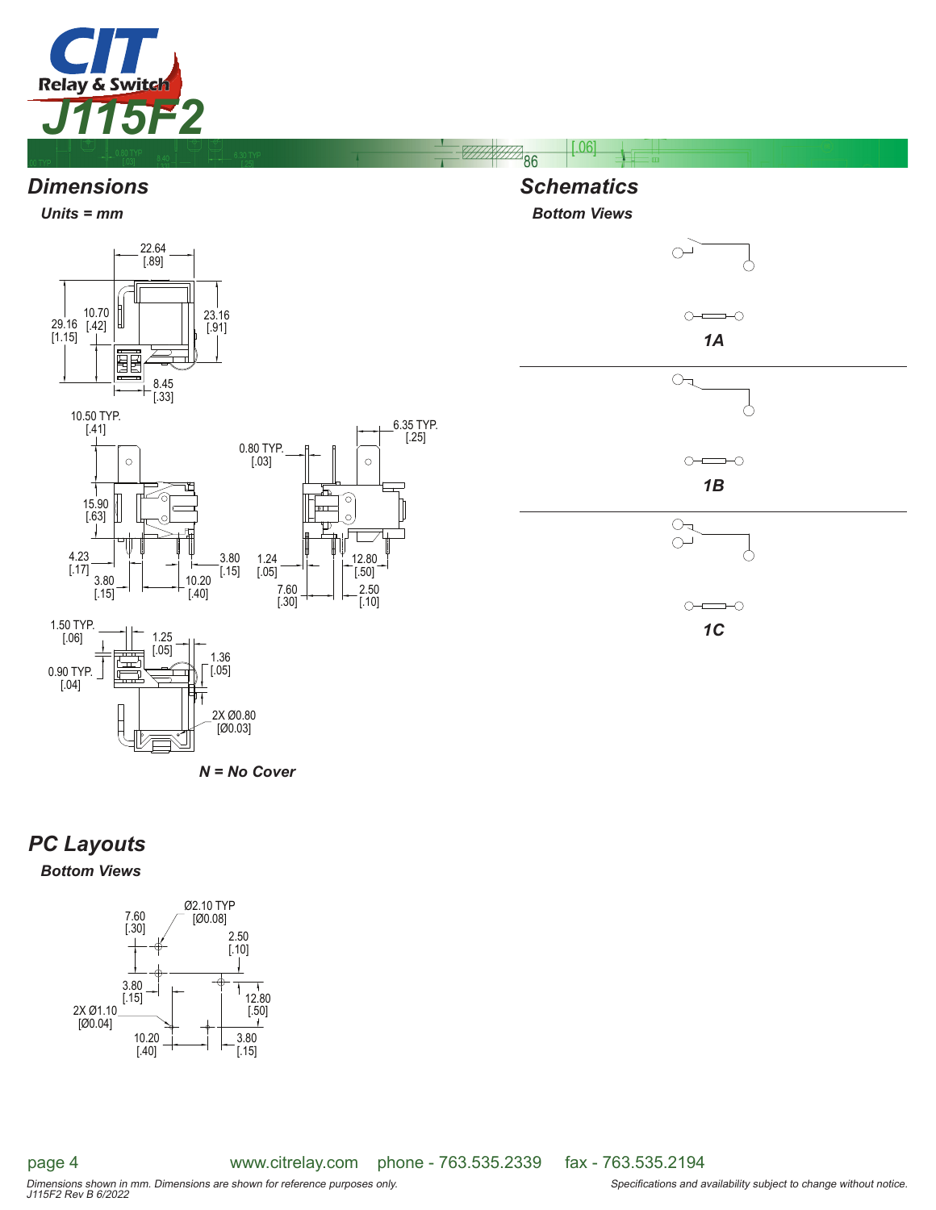# J115F2

## Dimensions

*Units = mm*

22.64
[.89]

29.16
[1.15]

10.70
[.42]

23.16
[.91]

8.45
[.33]

10.50 TYP.
[.41]

15.90
[.63]

4.23
[.17]

3.80
[.15]

10.20
[.40]

3.80
[.15]

0.80 TYP.
[.03]

6.35 TYP.
[.25]

1.24
[.05]

7.60
[.30]

12.80
[.50]

2.50
[.10]

1.50 TYP.
[.06]

1.25
[.05]

1.36
[.05]

0.90 TYP.
[.04]

2X Ø0.80
[Ø0.03]

***N = No Cover***

## Schematics

*Bottom Views*

***1A***

***1B***

***1C***

## PC Layouts

*Bottom Views*

Ø2.10 TYP
[Ø0.08]

7.60
[.30]

2.50
[.10]

3.80
[.15]

12.80
[.50]

2X Ø1.10
[Ø0.04]

10.20
[.40]

3.80
[.15]

www.citrelay.com phone - 763.535.2339 fax - 763.535.2194

*Dimensions shown in mm. Dimensions are shown for reference purposes only.*
*J115F2 Rev B 6/2022*

*Specifications and availability subject to change without notice.*